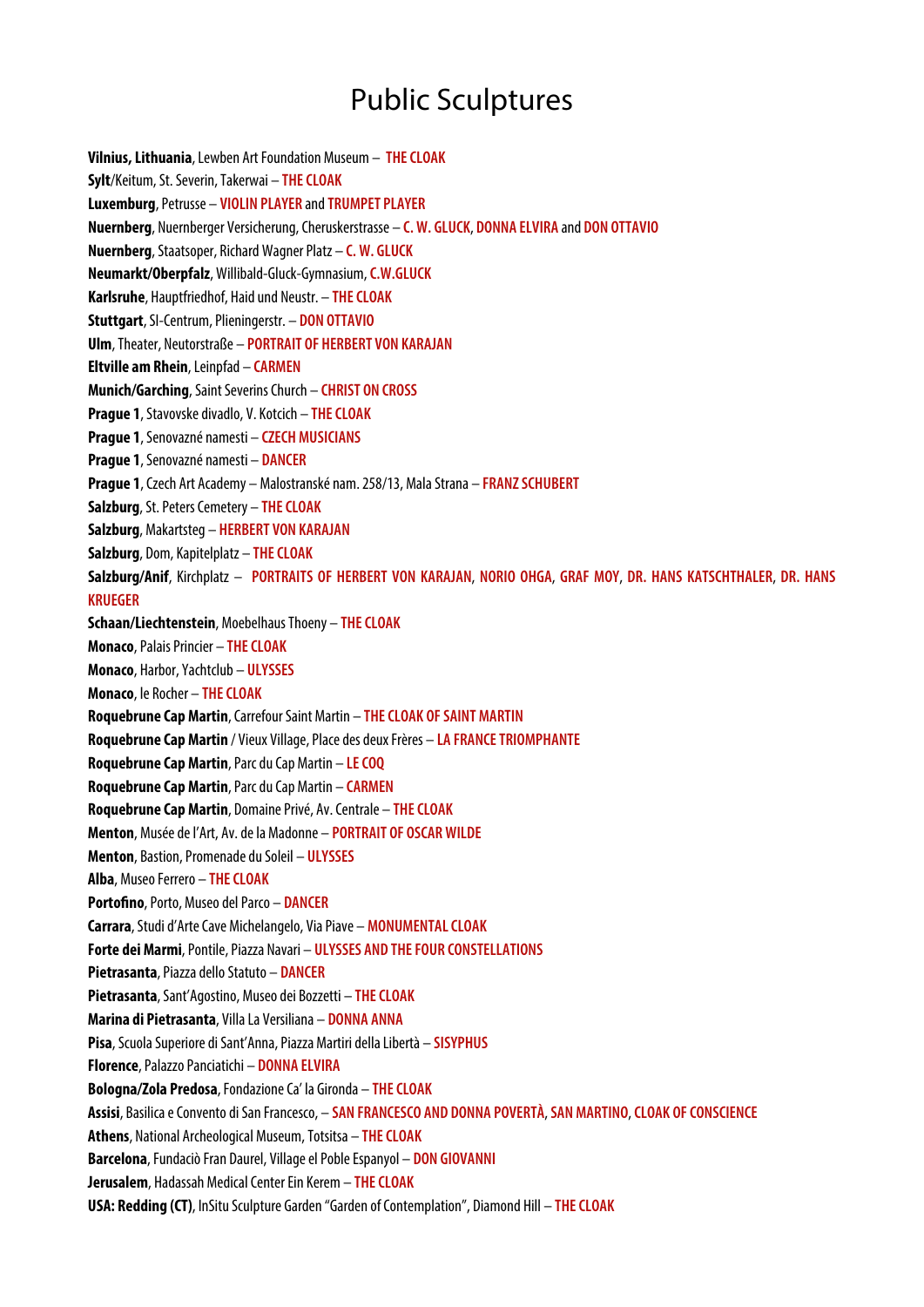# Public Sculptures

**Vilnius, Lithuania**, Lewben Art Foundation Museum – **THE CLOAK**

**Sylt**/Keitum, St. Severin, Takerwai – **THE CLOAK**

**Luxemburg**, Petrusse – **VIOLIN PLAYER** and **TRUMPET PLAYER**

**Nuernberg**, Nuernberger Versicherung, Cheruskerstrasse – **C. W. GLUCK**, **DONNA ELVIRA** and **DON OTTAVIO**

**Nuernberg**, Staatsoper, Richard Wagner Platz – **C. W. GLUCK**

**Neumarkt/Oberpfalz**, Willibald-Gluck-Gymnasium, **C.W.GLUCK**

**Karlsruhe**, Hauptfriedhof, Haid und Neustr. – **THE CLOAK**

**Stuttgart**, SI-Centrum, Plieningerstr. – **DON OTTAVIO**

**Ulm**, Theater, Neutorstraße – **PORTRAIT OF HERBERT VON KARAJAN**

**Eltville am Rhein**, Leinpfad – **CARMEN**

**Munich/Garching**, Saint Severins Church – **CHRIST ON CROSS**

**Prague 1**, Stavovske divadlo, V. Kotcich – **THE CLOAK**

**Prague 1**, Senovazné namesti – **CZECH MUSICIANS**

**Prague 1**, Senovazné namesti – **DANCER**

**Prague 1**, Czech Art Academy – Malostranské nam. 258/13, Mala Strana – **FRANZ SCHUBERT**

**Salzburg**, St. Peters Cemetery – **THE CLOAK**

**Salzburg**, Makartsteg – **HERBERT VON KARAJAN**

**Salzburg**, Dom, Kapitelplatz – **THE CLOAK**

**Salzburg/Anif**, Kirchplatz – **PORTRAITS OF HERBERT VON KARAJAN**, **NORIO OHGA**, **GRAF MOY**, **DR. HANS KATSCHTHALER**, **DR. HANS KRUEGER**

**Schaan/Liechtenstein**, Moebelhaus Thoeny – **THE CLOAK**

**Monaco**, Palais Princier – **THE CLOAK**

**Monaco**, Harbor, Yachtclub – **ULYSSES**

**Monaco**, le Rocher – **THE CLOAK**

**Roquebrune Cap Martin**, Carrefour Saint Martin – **THE CLOAK OF SAINT MARTIN**

**Roquebrune Cap Martin** / Vieux Village, Place des deux Frères – **LA FRANCE TRIOMPHANTE**

**Roquebrune Cap Martin**, Parc du Cap Martin – **LE COQ**

**Roquebrune Cap Martin**, Parc du Cap Martin – **CARMEN**

**Roquebrune Cap Martin**, Domaine Privé, Av. Centrale – **THE CLOAK**

**Menton**, Musée de l'Art, Av. de la Madonne – **PORTRAIT OF OSCAR WILDE**

**Menton**, Bastion, Promenade du Soleil – **ULYSSES**

**Alba**, Museo Ferrero – **THE CLOAK**

**Portofino**, Porto, Museo del Parco – **DANCER**

**Carrara**, Studi d'Arte Cave Michelangelo, Via Piave – **MONUMENTAL CLOAK**

**Forte dei Marmi**, Pontile, Piazza Navari – **ULYSSES AND THE FOUR CONSTELLATIONS**

**Pietrasanta**, Piazza dello Statuto – **DANCER**

**Pietrasanta**, Sant'Agostino, Museo dei Bozzetti – **THE CLOAK**

**Marina di Pietrasanta**, Villa La Versiliana – **DONNA ANNA**

**Pisa**, Scuola Superiore di Sant'Anna, Piazza Martiri della Libertà – **SISYPHUS**

**Florence**, Palazzo Panciatichi – **DONNA ELVIRA**

**Bologna/Zola Predosa**, Fondazione Ca' la Gironda – **THE CLOAK**

**Assisi**, Basilica e Convento di San Francesco, – **SAN FRANCESCO AND DONNA POVERTÀ**, **SAN MARTINO**, **CLOAK OF CONSCIENCE**

**Athens**, National Archeological Museum, Totsitsa – **THE CLOAK**

**Barcelona**, Fundaciò Fran Daurel, Village el Poble Espanyol – **DON GIOVANNI**

**Jerusalem**, Hadassah Medical Center Ein Kerem – **THE CLOAK**

**USA: Redding (CT)**, InSitu Sculpture Garden "Garden of Contemplation", Diamond Hill – **THE CLOAK**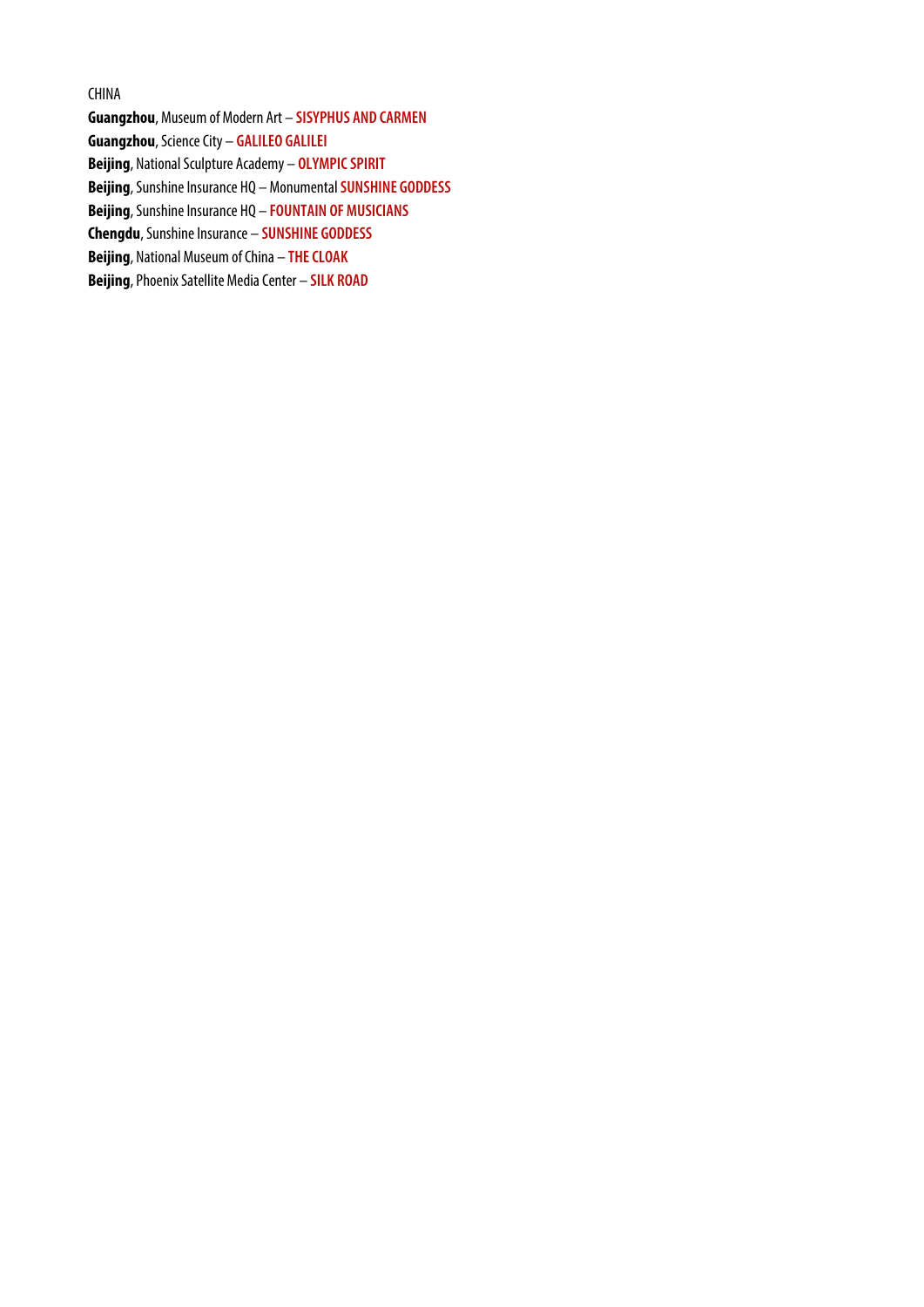CHINA

**Guangzhou**, Museum of Modern Art – **SISYPHUS AND CARMEN**

**Guangzhou**, Science City – **GALILEO GALILEI**

**Beijing**, National Sculpture Academy – **OLYMPIC SPIRIT**

**Beijing**, Sunshine Insurance HQ – Monumental **SUNSHINE GODDESS**

**Beijing**, Sunshine Insurance HQ – **FOUNTAIN OF MUSICIANS**

**Chengdu**, Sunshine Insurance – **SUNSHINE GODDESS**

**Beijing**, National Museum of China – **THE CLOAK**

**Beijing**, Phoenix Satellite Media Center – **SILK ROAD**